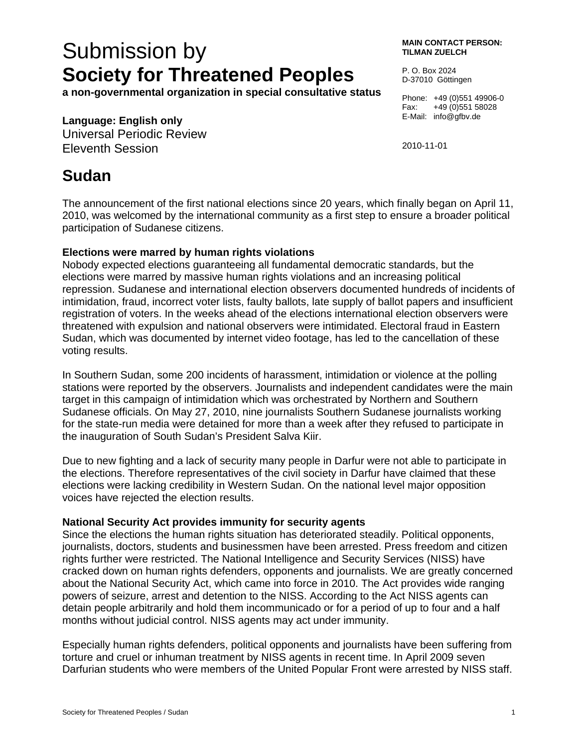# Submission by
# **Society for Threatened Peoples**

**a non-governmental organization in special consultative status**

**MAIN CONTACT PERSON:**
**TILMAN ZUELCH**

P. O. Box 2024
D-37010 Göttingen

Phone: +49 (0)551 49906-0
Fax: +49 (0)551 58028
E-Mail: info@gfbv.de

**Language: English only**
Universal Periodic Review
Eleventh Session

2010-11-01

## Sudan

The announcement of the first national elections since 20 years, which finally began on April 11, 2010, was welcomed by the international community as a first step to ensure a broader political participation of Sudanese citizens.

### Elections were marred by human rights violations

Nobody expected elections guaranteeing all fundamental democratic standards, but the elections were marred by massive human rights violations and an increasing political repression. Sudanese and international election observers documented hundreds of incidents of intimidation, fraud, incorrect voter lists, faulty ballots, late supply of ballot papers and insufficient registration of voters. In the weeks ahead of the elections international election observers were threatened with expulsion and national observers were intimidated. Electoral fraud in Eastern Sudan, which was documented by internet video footage, has led to the cancellation of these voting results.

In Southern Sudan, some 200 incidents of harassment, intimidation or violence at the polling stations were reported by the observers. Journalists and independent candidates were the main target in this campaign of intimidation which was orchestrated by Northern and Southern Sudanese officials. On May 27, 2010, nine journalists Southern Sudanese journalists working for the state-run media were detained for more than a week after they refused to participate in the inauguration of South Sudan's President Salva Kiir.

Due to new fighting and a lack of security many people in Darfur were not able to participate in the elections. Therefore representatives of the civil society in Darfur have claimed that these elections were lacking credibility in Western Sudan. On the national level major opposition voices have rejected the election results.

### National Security Act provides immunity for security agents

Since the elections the human rights situation has deteriorated steadily. Political opponents, journalists, doctors, students and businessmen have been arrested. Press freedom and citizen rights further were restricted. The National Intelligence and Security Services (NISS) have cracked down on human rights defenders, opponents and journalists. We are greatly concerned about the National Security Act, which came into force in 2010. The Act provides wide ranging powers of seizure, arrest and detention to the NISS. According to the Act NISS agents can detain people arbitrarily and hold them incommunicado or for a period of up to four and a half months without judicial control. NISS agents may act under immunity.

Especially human rights defenders, political opponents and journalists have been suffering from torture and cruel or inhuman treatment by NISS agents in recent time. In April 2009 seven Darfurian students who were members of the United Popular Front were arrested by NISS staff.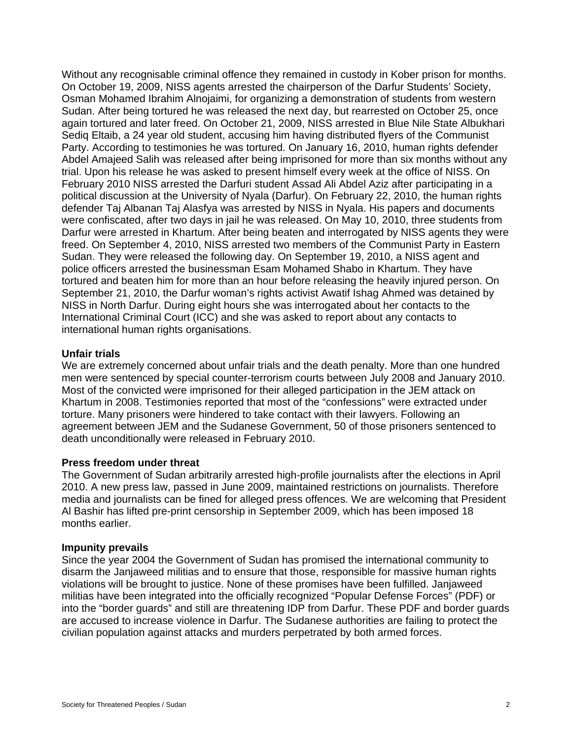Without any recognisable criminal offence they remained in custody in Kober prison for months. On October 19, 2009, NISS agents arrested the chairperson of the Darfur Students' Society, Osman Mohamed Ibrahim Alnojaimi, for organizing a demonstration of students from western Sudan. After being tortured he was released the next day, but rearrested on October 25, once again tortured and later freed. On October 21, 2009, NISS arrested in Blue Nile State Albukhari Sediq Eltaib, a 24 year old student, accusing him having distributed flyers of the Communist Party. According to testimonies he was tortured. On January 16, 2010, human rights defender Abdel Amajeed Salih was released after being imprisoned for more than six months without any trial. Upon his release he was asked to present himself every week at the office of NISS. On February 2010 NISS arrested the Darfuri student Assad Ali Abdel Aziz after participating in a political discussion at the University of Nyala (Darfur). On February 22, 2010, the human rights defender Taj Albanan Taj Alasfya was arrested by NISS in Nyala. His papers and documents were confiscated, after two days in jail he was released. On May 10, 2010, three students from Darfur were arrested in Khartum. After being beaten and interrogated by NISS agents they were freed. On September 4, 2010, NISS arrested two members of the Communist Party in Eastern Sudan. They were released the following day. On September 19, 2010, a NISS agent and police officers arrested the businessman Esam Mohamed Shabo in Khartum. They have tortured and beaten him for more than an hour before releasing the heavily injured person. On September 21, 2010, the Darfur woman's rights activist Awatif Ishag Ahmed was detained by NISS in North Darfur. During eight hours she was interrogated about her contacts to the International Criminal Court (ICC) and she was asked to report about any contacts to international human rights organisations.

**Unfair trials**

We are extremely concerned about unfair trials and the death penalty. More than one hundred men were sentenced by special counter-terrorism courts between July 2008 and January 2010. Most of the convicted were imprisoned for their alleged participation in the JEM attack on Khartum in 2008. Testimonies reported that most of the "confessions" were extracted under torture. Many prisoners were hindered to take contact with their lawyers. Following an agreement between JEM and the Sudanese Government, 50 of those prisoners sentenced to death unconditionally were released in February 2010.

**Press freedom under threat**

The Government of Sudan arbitrarily arrested high-profile journalists after the elections in April 2010. A new press law, passed in June 2009, maintained restrictions on journalists. Therefore media and journalists can be fined for alleged press offences. We are welcoming that President Al Bashir has lifted pre-print censorship in September 2009, which has been imposed 18 months earlier.

**Impunity prevails**

Since the year 2004 the Government of Sudan has promised the international community to disarm the Janjaweed militias and to ensure that those, responsible for massive human rights violations will be brought to justice. None of these promises have been fulfilled. Janjaweed militias have been integrated into the officially recognized "Popular Defense Forces" (PDF) or into the "border guards" and still are threatening IDP from Darfur. These PDF and border guards are accused to increase violence in Darfur. The Sudanese authorities are failing to protect the civilian population against attacks and murders perpetrated by both armed forces.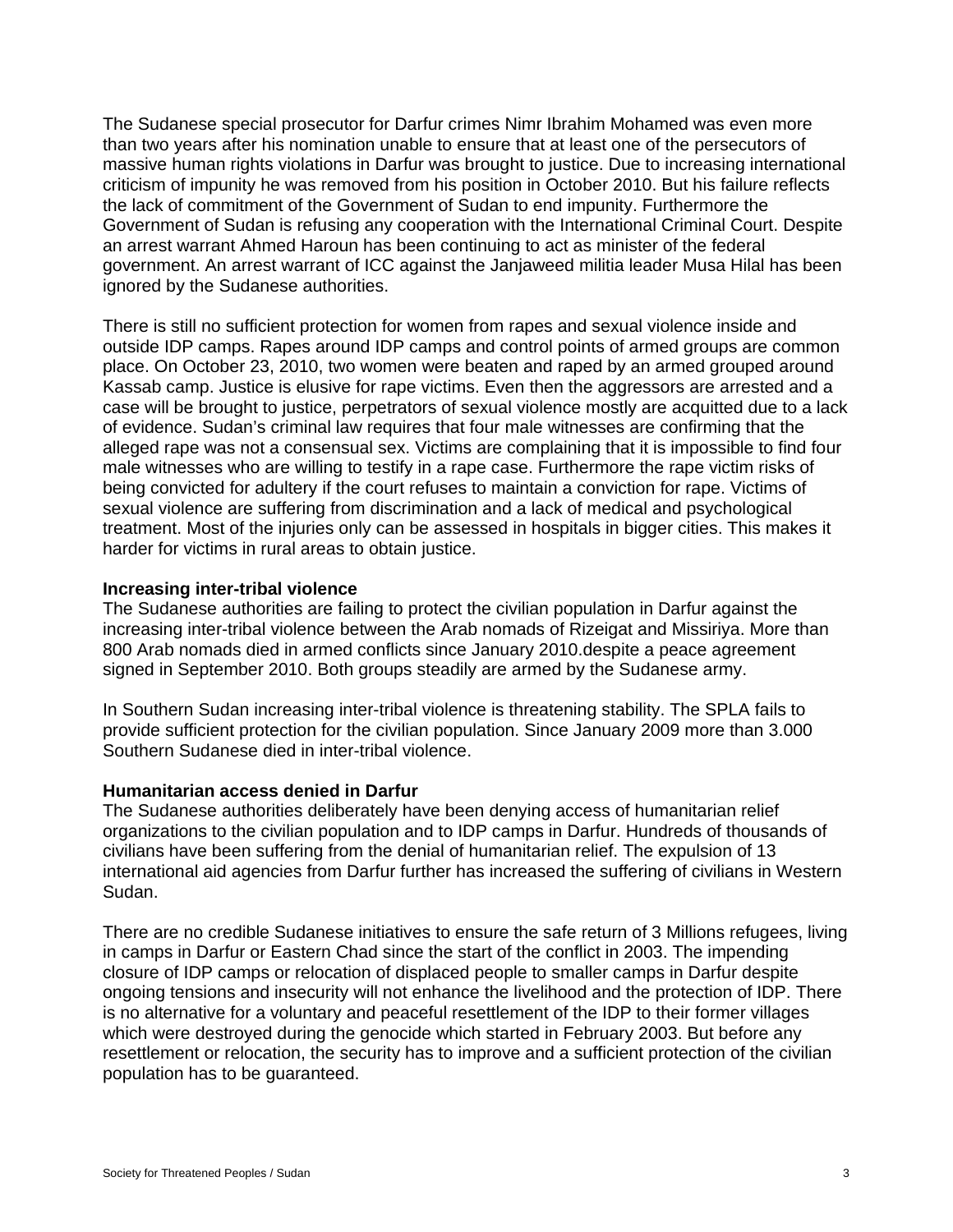The Sudanese special prosecutor for Darfur crimes Nimr Ibrahim Mohamed was even more than two years after his nomination unable to ensure that at least one of the persecutors of massive human rights violations in Darfur was brought to justice. Due to increasing international criticism of impunity he was removed from his position in October 2010. But his failure reflects the lack of commitment of the Government of Sudan to end impunity. Furthermore the Government of Sudan is refusing any cooperation with the International Criminal Court. Despite an arrest warrant Ahmed Haroun has been continuing to act as minister of the federal government. An arrest warrant of ICC against the Janjaweed militia leader Musa Hilal has been ignored by the Sudanese authorities.

There is still no sufficient protection for women from rapes and sexual violence inside and outside IDP camps. Rapes around IDP camps and control points of armed groups are common place. On October 23, 2010, two women were beaten and raped by an armed grouped around Kassab camp. Justice is elusive for rape victims. Even then the aggressors are arrested and a case will be brought to justice, perpetrators of sexual violence mostly are acquitted due to a lack of evidence. Sudan's criminal law requires that four male witnesses are confirming that the alleged rape was not a consensual sex. Victims are complaining that it is impossible to find four male witnesses who are willing to testify in a rape case. Furthermore the rape victim risks of being convicted for adultery if the court refuses to maintain a conviction for rape. Victims of sexual violence are suffering from discrimination and a lack of medical and psychological treatment. Most of the injuries only can be assessed in hospitals in bigger cities. This makes it harder for victims in rural areas to obtain justice.

**Increasing inter-tribal violence**

The Sudanese authorities are failing to protect the civilian population in Darfur against the increasing inter-tribal violence between the Arab nomads of Rizeigat and Missiriya. More than 800 Arab nomads died in armed conflicts since January 2010.despite a peace agreement signed in September 2010. Both groups steadily are armed by the Sudanese army.

In Southern Sudan increasing inter-tribal violence is threatening stability. The SPLA fails to provide sufficient protection for the civilian population. Since January 2009 more than 3.000 Southern Sudanese died in inter-tribal violence.

**Humanitarian access denied in Darfur**

The Sudanese authorities deliberately have been denying access of humanitarian relief organizations to the civilian population and to IDP camps in Darfur. Hundreds of thousands of civilians have been suffering from the denial of humanitarian relief. The expulsion of 13 international aid agencies from Darfur further has increased the suffering of civilians in Western Sudan.

There are no credible Sudanese initiatives to ensure the safe return of 3 Millions refugees, living in camps in Darfur or Eastern Chad since the start of the conflict in 2003. The impending closure of IDP camps or relocation of displaced people to smaller camps in Darfur despite ongoing tensions and insecurity will not enhance the livelihood and the protection of IDP. There is no alternative for a voluntary and peaceful resettlement of the IDP to their former villages which were destroyed during the genocide which started in February 2003. But before any resettlement or relocation, the security has to improve and a sufficient protection of the civilian population has to be guaranteed.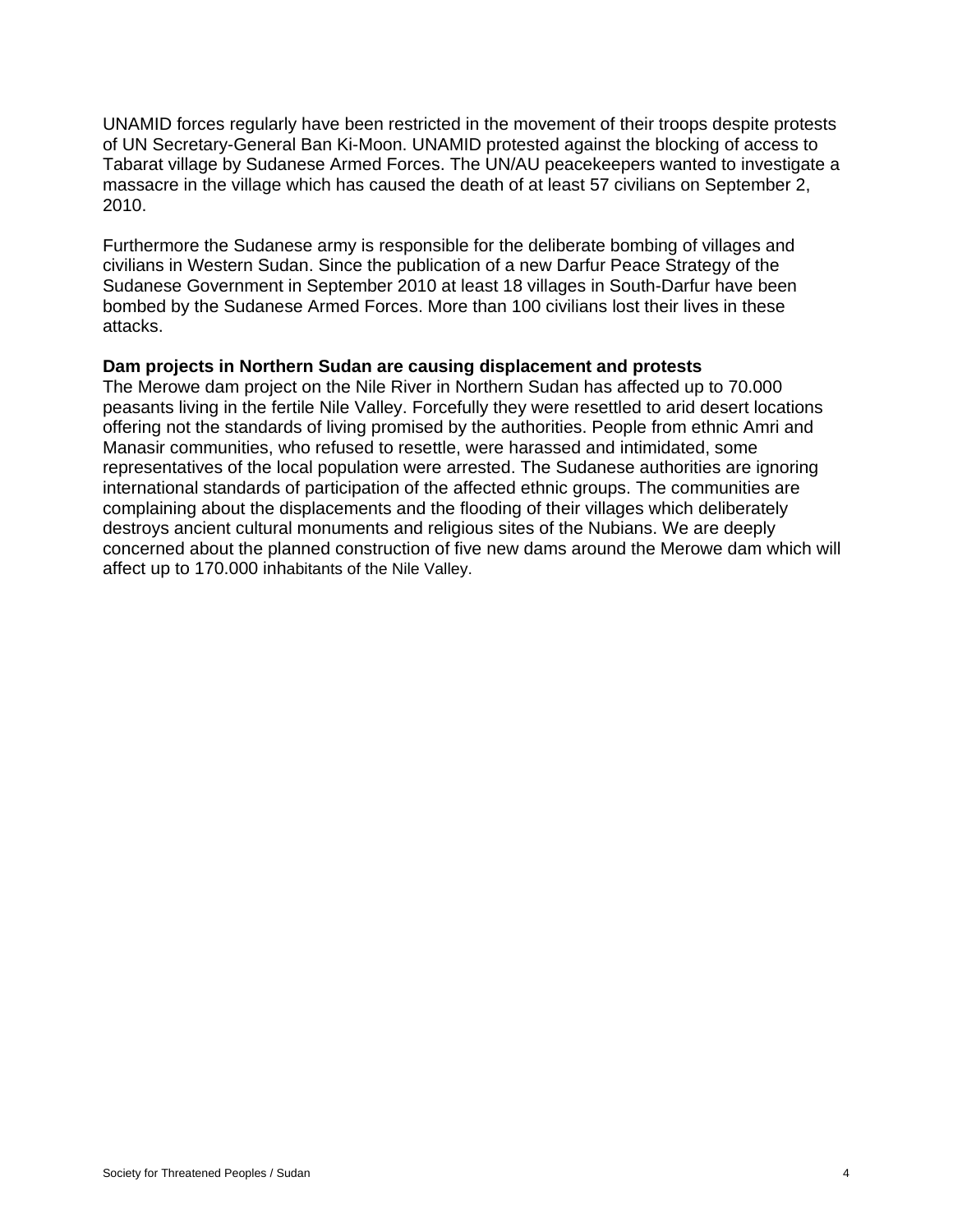UNAMID forces regularly have been restricted in the movement of their troops despite protests of UN Secretary-General Ban Ki-Moon. UNAMID protested against the blocking of access to Tabarat village by Sudanese Armed Forces. The UN/AU peacekeepers wanted to investigate a massacre in the village which has caused the death of at least 57 civilians on September 2, 2010.

Furthermore the Sudanese army is responsible for the deliberate bombing of villages and civilians in Western Sudan. Since the publication of a new Darfur Peace Strategy of the Sudanese Government in September 2010 at least 18 villages in South-Darfur have been bombed by the Sudanese Armed Forces. More than 100 civilians lost their lives in these attacks.

**Dam projects in Northern Sudan are causing displacement and protests**

The Merowe dam project on the Nile River in Northern Sudan has affected up to 70.000 peasants living in the fertile Nile Valley. Forcefully they were resettled to arid desert locations offering not the standards of living promised by the authorities. People from ethnic Amri and Manasir communities, who refused to resettle, were harassed and intimidated, some representatives of the local population were arrested. The Sudanese authorities are ignoring international standards of participation of the affected ethnic groups. The communities are complaining about the displacements and the flooding of their villages which deliberately destroys ancient cultural monuments and religious sites of the Nubians. We are deeply concerned about the planned construction of five new dams around the Merowe dam which will affect up to 170.000 inhabitants of the Nile Valley.